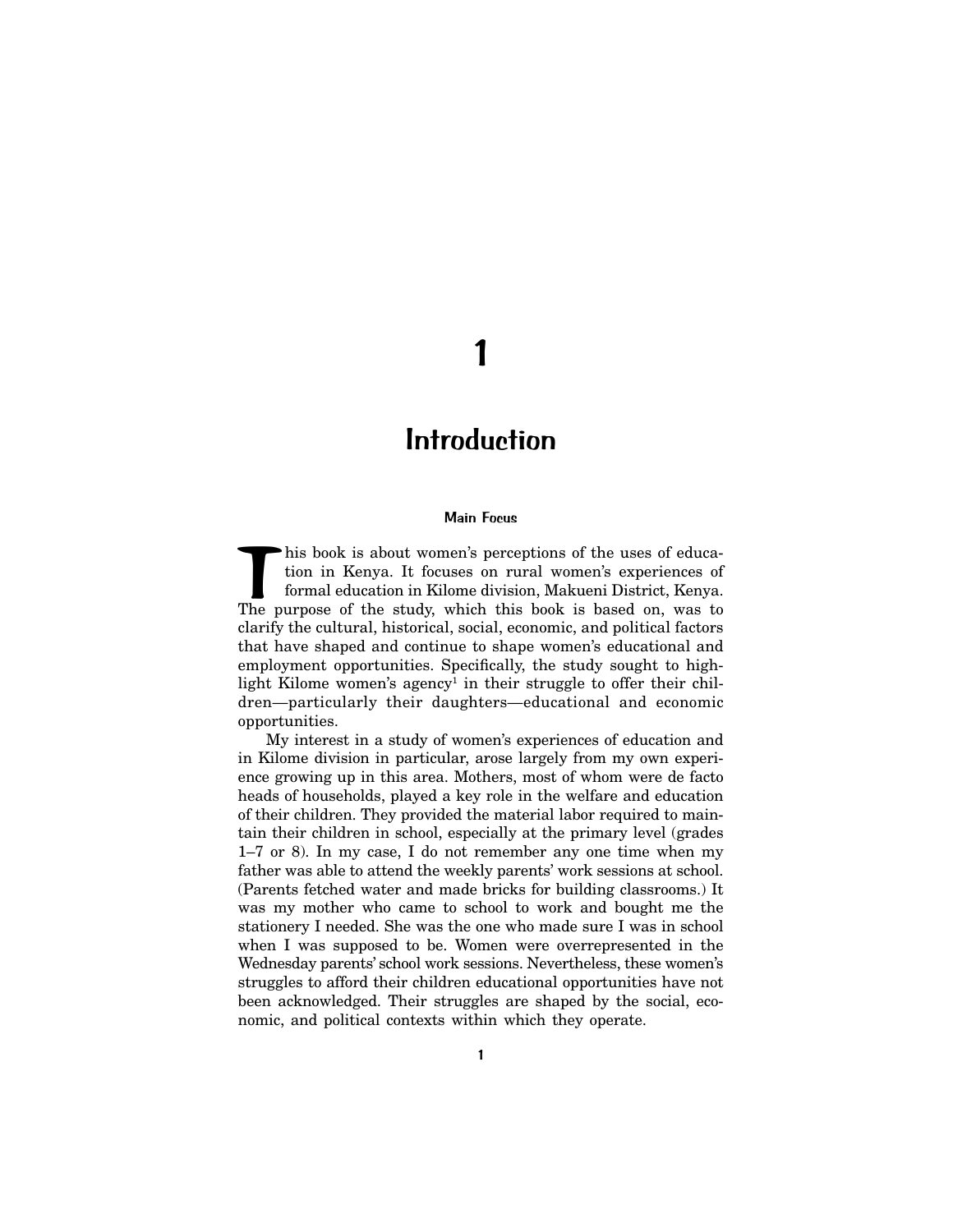# 1

# Introduction

### Main Focus

This book is about women's perceptions of the uses of education in Kenya. It focuses on rural women's experiences of formal education in Kilome division, Makueni District, Kenya. The purpose of the study, which this book is based on, was to clarify the cultural, historical, social, economic, and political factors that have shaped and continue to shape women's educational and employment opportunities. Specifically, the study sought to highlight Kilome women's agency[1] in their struggle to offer their children—particularly their daughters—educational and economic opportunities.

My interest in a study of women's experiences of education and in Kilome division in particular, arose largely from my own experience growing up in this area. Mothers, most of whom were de facto heads of households, played a key role in the welfare and education of their children. They provided the material labor required to maintain their children in school, especially at the primary level (grades 1–7 or 8). In my case, I do not remember any one time when my father was able to attend the weekly parents' work sessions at school. (Parents fetched water and made bricks for building classrooms.) It was my mother who came to school to work and bought me the stationery I needed. She was the one who made sure I was in school when I was supposed to be. Women were overrepresented in the Wednesday parents' school work sessions. Nevertheless, these women's struggles to afford their children educational opportunities have not been acknowledged. Their struggles are shaped by the social, economic, and political contexts within which they operate.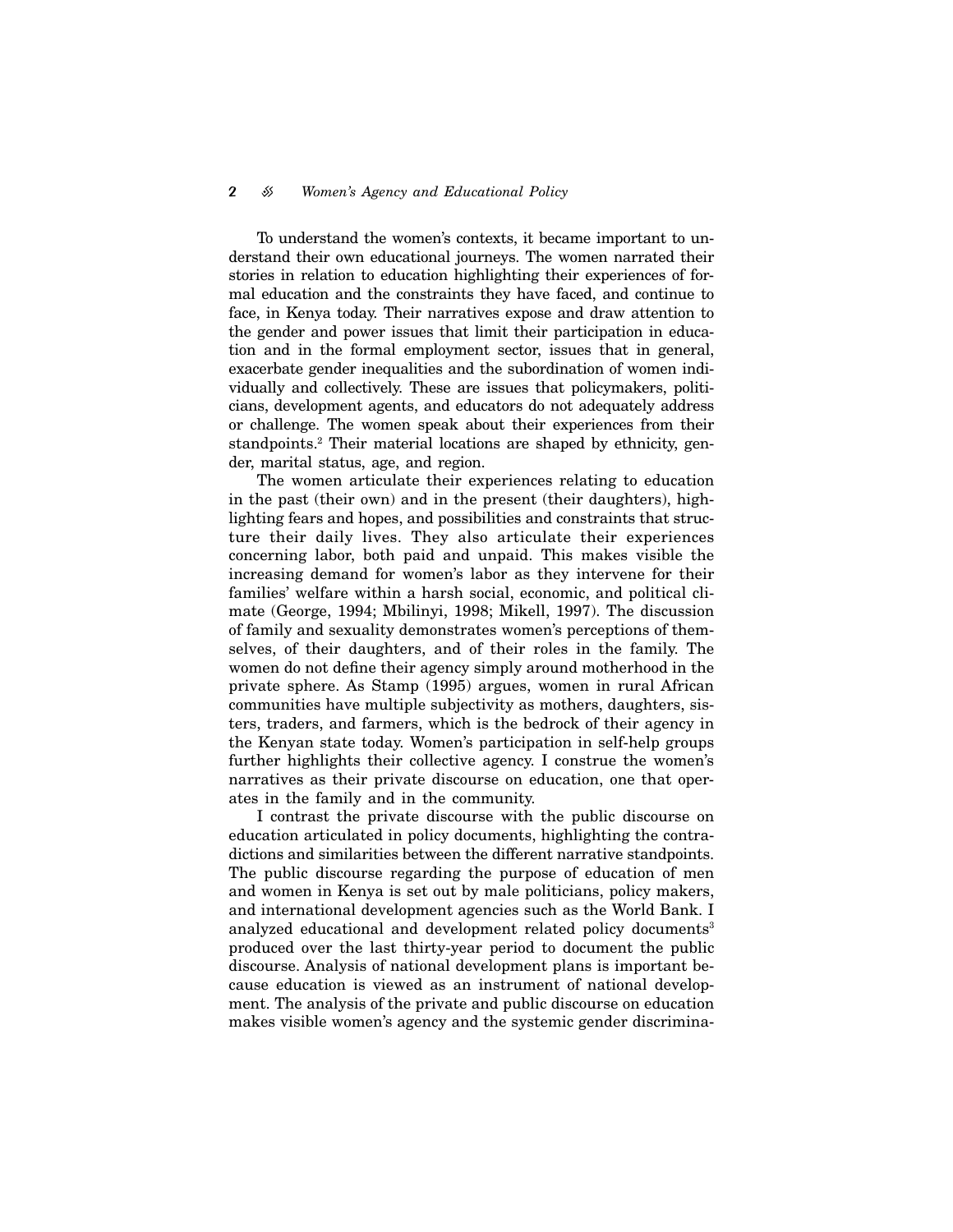To understand the women's contexts, it became important to understand their own educational journeys. The women narrated their stories in relation to education highlighting their experiences of formal education and the constraints they have faced, and continue to face, in Kenya today. Their narratives expose and draw attention to the gender and power issues that limit their participation in education and in the formal employment sector, issues that in general, exacerbate gender inequalities and the subordination of women individually and collectively. These are issues that policymakers, politicians, development agents, and educators do not adequately address or challenge. The women speak about their experiences from their standpoints.[2] Their material locations are shaped by ethnicity, gender, marital status, age, and region.

The women articulate their experiences relating to education in the past (their own) and in the present (their daughters), highlighting fears and hopes, and possibilities and constraints that structure their daily lives. They also articulate their experiences concerning labor, both paid and unpaid. This makes visible the increasing demand for women's labor as they intervene for their families' welfare within a harsh social, economic, and political climate (George, 1994; Mbilinyi, 1998; Mikell, 1997). The discussion of family and sexuality demonstrates women's perceptions of themselves, of their daughters, and of their roles in the family. The women do not define their agency simply around motherhood in the private sphere. As Stamp (1995) argues, women in rural African communities have multiple subjectivity as mothers, daughters, sisters, traders, and farmers, which is the bedrock of their agency in the Kenyan state today. Women's participation in self-help groups further highlights their collective agency. I construe the women's narratives as their private discourse on education, one that operates in the family and in the community.

I contrast the private discourse with the public discourse on education articulated in policy documents, highlighting the contradictions and similarities between the different narrative standpoints. The public discourse regarding the purpose of education of men and women in Kenya is set out by male politicians, policy makers, and international development agencies such as the World Bank. I analyzed educational and development related policy documents[3] produced over the last thirty-year period to document the public discourse. Analysis of national development plans is important because education is viewed as an instrument of national development. The analysis of the private and public discourse on education makes visible women's agency and the systemic gender discrimina-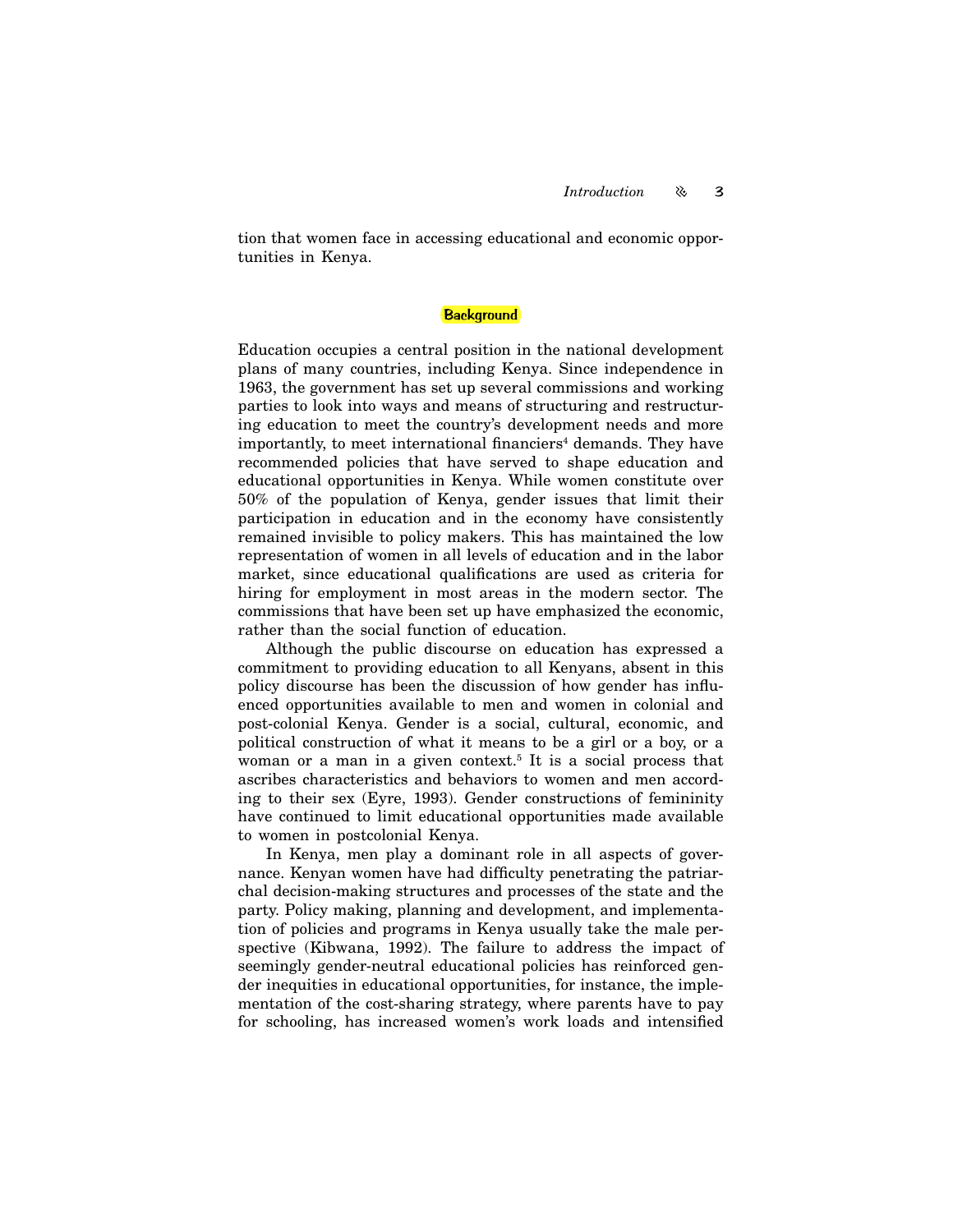tion that women face in accessing educational and economic opportunities in Kenya.

## Background

Education occupies a central position in the national development plans of many countries, including Kenya. Since independence in 1963, the government has set up several commissions and working parties to look into ways and means of structuring and restructuring education to meet the country's development needs and more importantly, to meet international financiers[4] demands. They have recommended policies that have served to shape education and educational opportunities in Kenya. While women constitute over 50% of the population of Kenya, gender issues that limit their participation in education and in the economy have consistently remained invisible to policy makers. This has maintained the low representation of women in all levels of education and in the labor market, since educational qualifications are used as criteria for hiring for employment in most areas in the modern sector. The commissions that have been set up have emphasized the economic, rather than the social function of education.

Although the public discourse on education has expressed a commitment to providing education to all Kenyans, absent in this policy discourse has been the discussion of how gender has influenced opportunities available to men and women in colonial and post-colonial Kenya. Gender is a social, cultural, economic, and political construction of what it means to be a girl or a boy, or a woman or a man in a given context.[5] It is a social process that ascribes characteristics and behaviors to women and men according to their sex (Eyre, 1993). Gender constructions of femininity have continued to limit educational opportunities made available to women in postcolonial Kenya.

In Kenya, men play a dominant role in all aspects of governance. Kenyan women have had difficulty penetrating the patriarchal decision-making structures and processes of the state and the party. Policy making, planning and development, and implementation of policies and programs in Kenya usually take the male perspective (Kibwana, 1992). The failure to address the impact of seemingly gender-neutral educational policies has reinforced gender inequities in educational opportunities, for instance, the implementation of the cost-sharing strategy, where parents have to pay for schooling, has increased women's work loads and intensified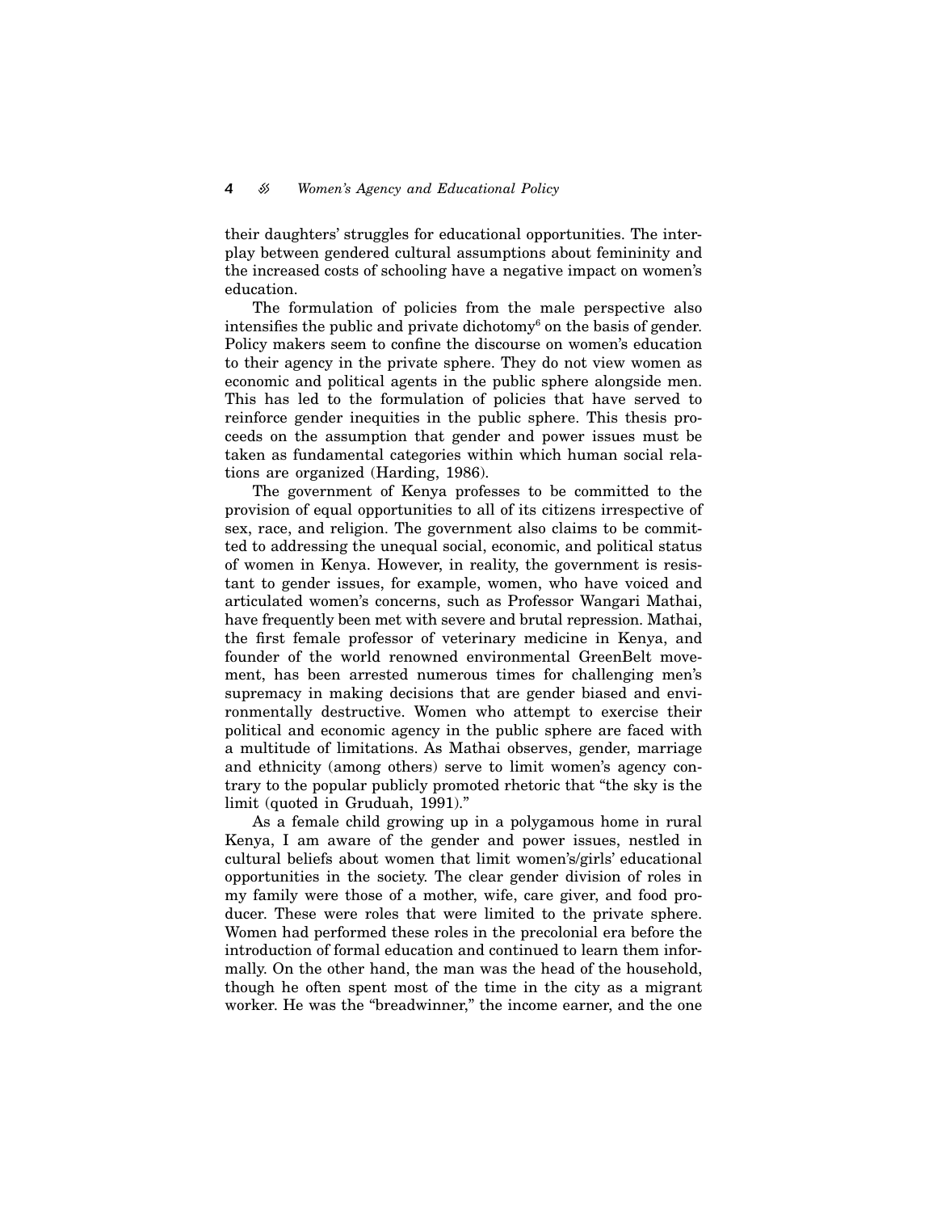their daughters' struggles for educational opportunities. The interplay between gendered cultural assumptions about femininity and the increased costs of schooling have a negative impact on women's education.

The formulation of policies from the male perspective also intensifies the public and private dichotomy[6] on the basis of gender. Policy makers seem to confine the discourse on women's education to their agency in the private sphere. They do not view women as economic and political agents in the public sphere alongside men. This has led to the formulation of policies that have served to reinforce gender inequities in the public sphere. This thesis proceeds on the assumption that gender and power issues must be taken as fundamental categories within which human social relations are organized (Harding, 1986).

The government of Kenya professes to be committed to the provision of equal opportunities to all of its citizens irrespective of sex, race, and religion. The government also claims to be committed to addressing the unequal social, economic, and political status of women in Kenya. However, in reality, the government is resistant to gender issues, for example, women, who have voiced and articulated women's concerns, such as Professor Wangari Mathai, have frequently been met with severe and brutal repression. Mathai, the first female professor of veterinary medicine in Kenya, and founder of the world renowned environmental GreenBelt movement, has been arrested numerous times for challenging men's supremacy in making decisions that are gender biased and environmentally destructive. Women who attempt to exercise their political and economic agency in the public sphere are faced with a multitude of limitations. As Mathai observes, gender, marriage and ethnicity (among others) serve to limit women's agency contrary to the popular publicly promoted rhetoric that "the sky is the limit (quoted in Gruduah, 1991)."

As a female child growing up in a polygamous home in rural Kenya, I am aware of the gender and power issues, nestled in cultural beliefs about women that limit women's/girls' educational opportunities in the society. The clear gender division of roles in my family were those of a mother, wife, care giver, and food producer. These were roles that were limited to the private sphere. Women had performed these roles in the precolonial era before the introduction of formal education and continued to learn them informally. On the other hand, the man was the head of the household, though he often spent most of the time in the city as a migrant worker. He was the "breadwinner," the income earner, and the one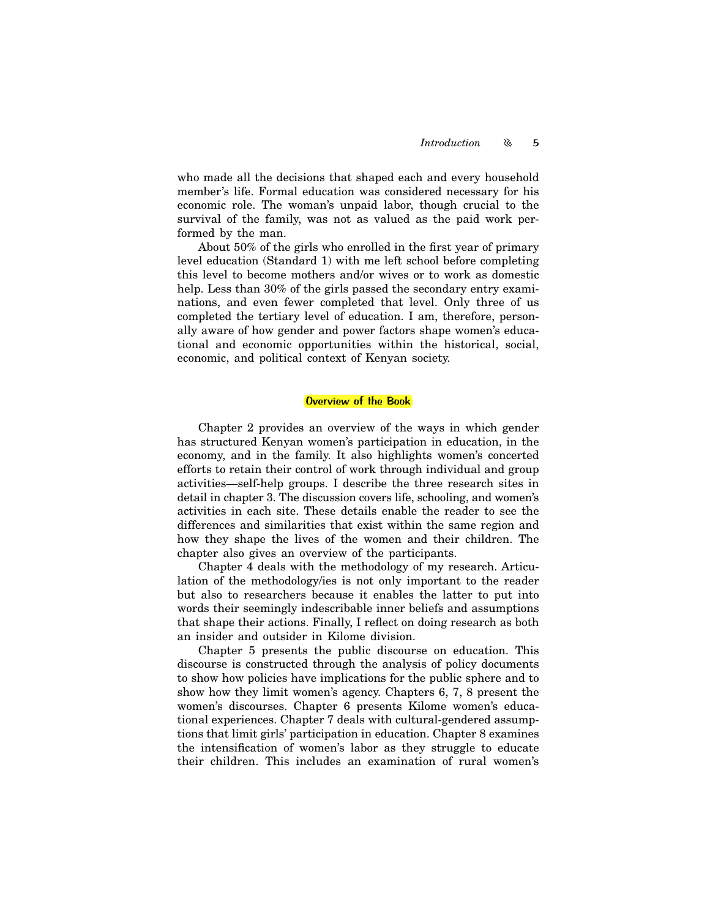who made all the decisions that shaped each and every household member's life. Formal education was considered necessary for his economic role. The woman's unpaid labor, though crucial to the survival of the family, was not as valued as the paid work performed by the man.

About 50% of the girls who enrolled in the first year of primary level education (Standard 1) with me left school before completing this level to become mothers and/or wives or to work as domestic help. Less than 30% of the girls passed the secondary entry examinations, and even fewer completed that level. Only three of us completed the tertiary level of education. I am, therefore, personally aware of how gender and power factors shape women's educational and economic opportunities within the historical, social, economic, and political context of Kenyan society.

## Overview of the Book

Chapter 2 provides an overview of the ways in which gender has structured Kenyan women's participation in education, in the economy, and in the family. It also highlights women's concerted efforts to retain their control of work through individual and group activities—self-help groups. I describe the three research sites in detail in chapter 3. The discussion covers life, schooling, and women's activities in each site. These details enable the reader to see the differences and similarities that exist within the same region and how they shape the lives of the women and their children. The chapter also gives an overview of the participants.

Chapter 4 deals with the methodology of my research. Articulation of the methodology/ies is not only important to the reader but also to researchers because it enables the latter to put into words their seemingly indescribable inner beliefs and assumptions that shape their actions. Finally, I reflect on doing research as both an insider and outsider in Kilome division.

Chapter 5 presents the public discourse on education. This discourse is constructed through the analysis of policy documents to show how policies have implications for the public sphere and to show how they limit women's agency. Chapters 6, 7, 8 present the women's discourses. Chapter 6 presents Kilome women's educational experiences. Chapter 7 deals with cultural-gendered assumptions that limit girls' participation in education. Chapter 8 examines the intensification of women's labor as they struggle to educate their children. This includes an examination of rural women's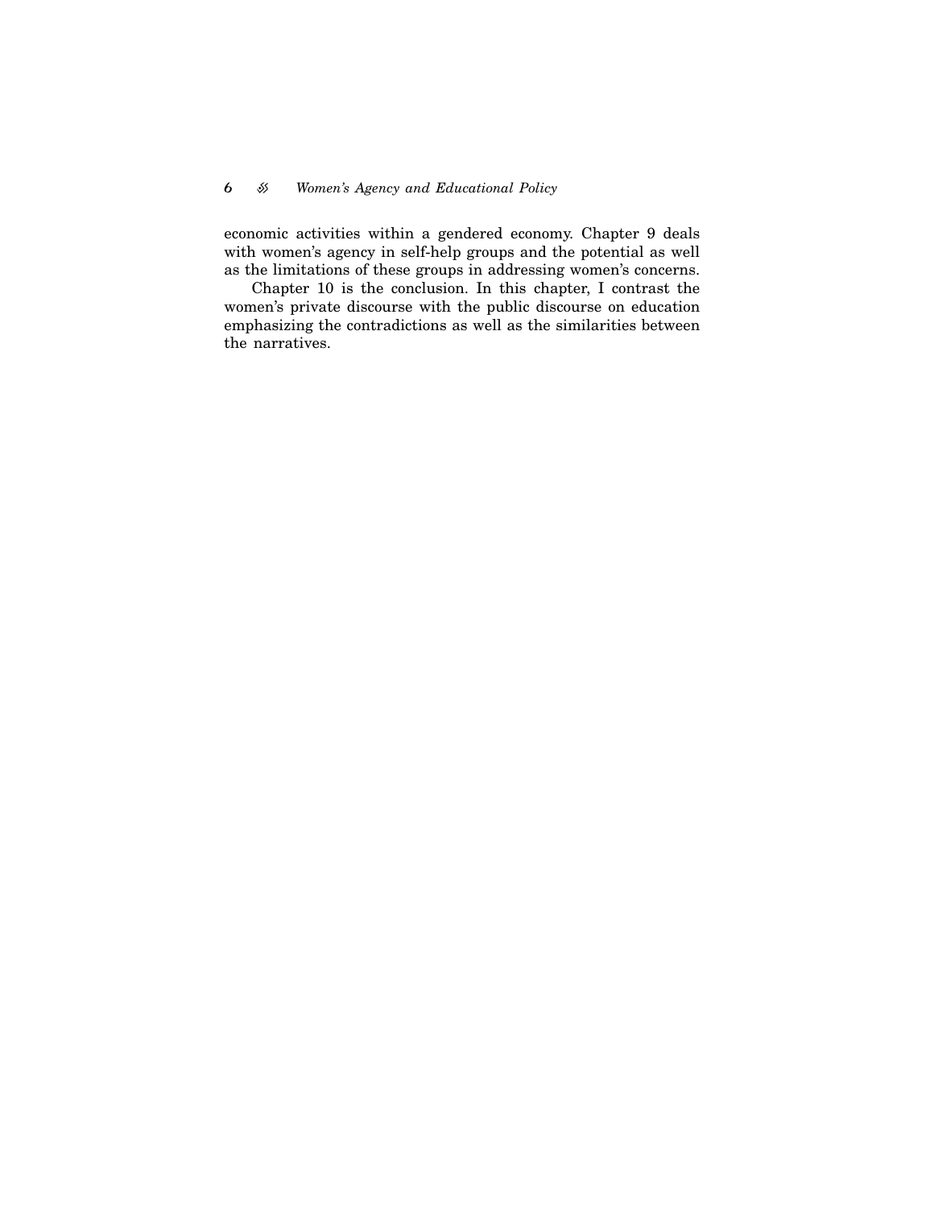economic activities within a gendered economy. Chapter 9 deals with women's agency in self-help groups and the potential as well as the limitations of these groups in addressing women's concerns.

Chapter 10 is the conclusion. In this chapter, I contrast the women's private discourse with the public discourse on education emphasizing the contradictions as well as the similarities between the narratives.